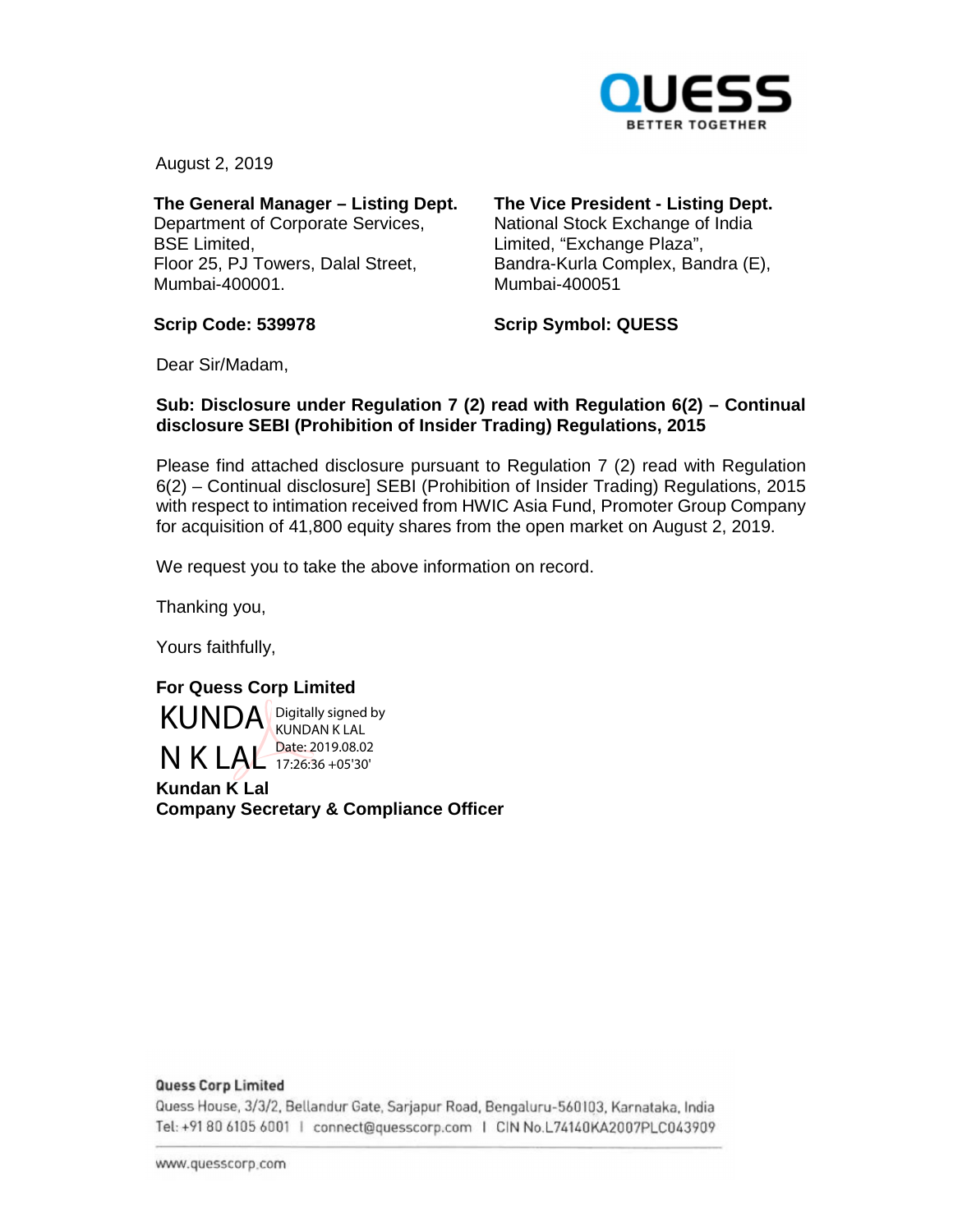August 2, 2019

**The General Manager – Listing Dept.**
Department of Corporate Services,
BSE Limited,
Floor 25, PJ Towers, Dalal Street,
Mumbai-400001.

**Scrip Code: 539978**

**The Vice President - Listing Dept.**
National Stock Exchange of India
Limited, "Exchange Plaza",
Bandra-Kurla Complex, Bandra (E),
Mumbai-400051

**Scrip Symbol: QUESS**

Dear Sir/Madam,

**Sub: Disclosure under Regulation 7 (2) read with Regulation 6(2) – Continual disclosure SEBI (Prohibition of Insider Trading) Regulations, 2015**

Please find attached disclosure pursuant to Regulation 7 (2) read with Regulation 6(2) – Continual disclosure] SEBI (Prohibition of Insider Trading) Regulations, 2015 with respect to intimation received from HWIC Asia Fund, Promoter Group Company for acquisition of 41,800 equity shares from the open market on August 2, 2019.

We request you to take the above information on record.

Thanking you,

Yours faithfully,

**For Quess Corp Limited**

KUNDAN K LAL
Digitally signed by KUNDAN K LAL
Date: 2019.08.02 17:26:36 +05'30'

**Kundan K Lal**
**Company Secretary & Compliance Officer**

**Quess Corp Limited**
Quess House, 3/3/2, Bellandur Gate, Sarjapur Road, Bengaluru-560103, Karnataka, India
Tel: +91 80 6105 6001 | connect@quesscorp.com | CIN No.L74140KA2007PLC043909

www.quesscorp.com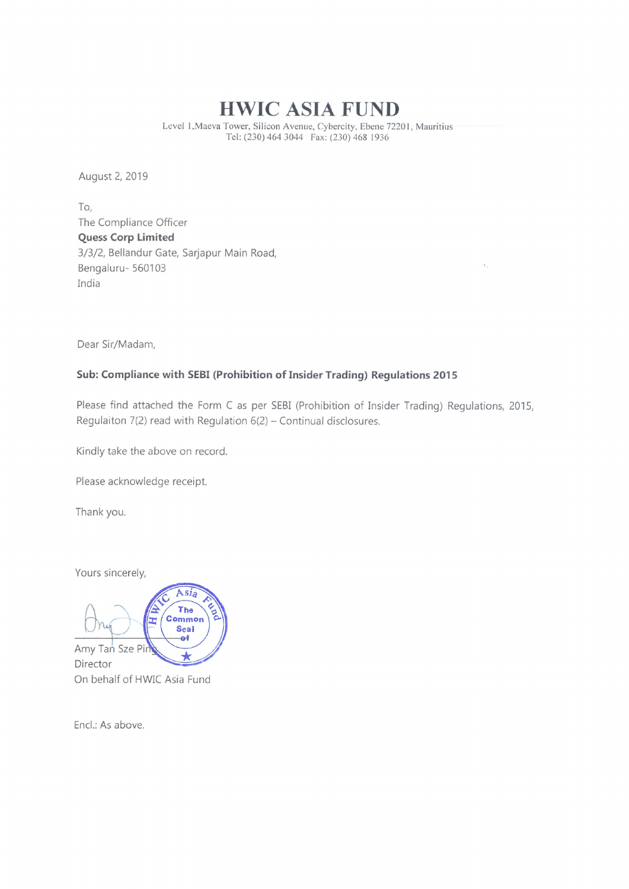# HWIC ASIA FUND

Level 1,Maeva Tower, Silicon Avenue, Cybercity, Ebene 72201, Mauritius
Tel: (230) 464 3044 Fax: (230) 468 1936

August 2, 2019

To,
The Compliance Officer
**Quess Corp Limited**
3/3/2, Bellandur Gate, Sarjapur Main Road,
Bengaluru- 560103
India

Dear Sir/Madam,

**Sub: Compliance with SEBI (Prohibition of Insider Trading) Regulations 2015**

Please find attached the Form C as per SEBI (Prohibition of Insider Trading) Regulations, 2015, Regulaiton 7(2) read with Regulation 6(2) – Continual disclosures.

Kindly take the above on record.

Please acknowledge receipt.

Thank you.

Yours sincerely,

HWIC Asia Fund
The Common Seal of

Amy Tan Sze Ping
Director
On behalf of HWIC Asia Fund

Encl.: As above.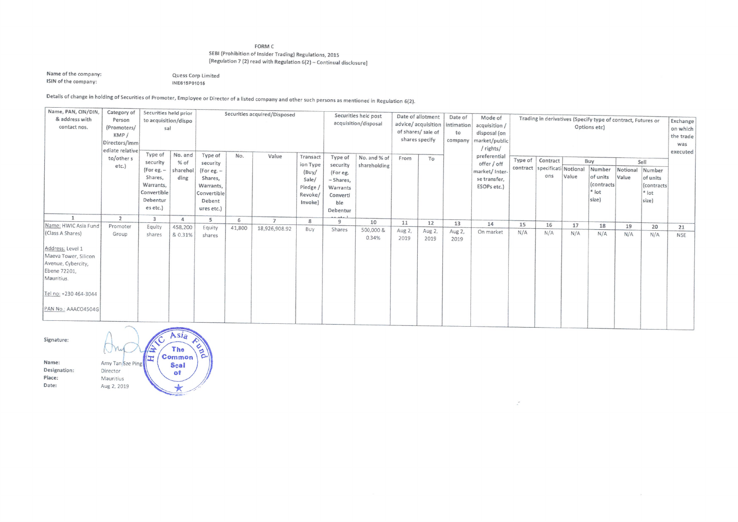FORM C

SEBI (Prohibition of Insider Trading) Regulations, 2015

[Regulation 7 (2) read with Regulation 6(2) – Continual disclosure]

**Name of the company:** Quess Corp Limited

**ISIN of the company:** INE615P01015

Details of change in holding of Securities of Promoter, Employee or Director of a listed company and other such persons as mentioned in Regulation 6(2).

| Name, PAN, CIN/DIN, & address with contact nos. | Category of Person (Promoters/ KMP / Directors/immediate relative to/others etc.) | Securities held prior to acquisition/disposal | | Securities acquired/Disposed | | | | Securities held post acquisition/disposal | | Date of allotment advice/ acquisition of shares/ sale of shares specify | | Date of intimation to company | Mode of acquisition / disposal (on market/public / rights/ preferential offer / off market/ Inter-se transfer, ESOPs etc.) | Trading in derivatives (Specify type of contract, Futures or Options etc) | | | | | | Exchange on which the trade was executed |
|---|---|---|---|---|---|---|---|---|---|---|---|---|---|---|---|---|---|---|---|---|
| | | | | | | | | | | | | | | Type of contract | Contract specifications | Buy | | Sell | | |
| | | Type of security (For eg. – Shares, Warrants, Convertible Debentures etc.) | No. and % of shareholding | Type of security (For eg. – Shares, Warrants, Convertible Debentures etc.) | No. | Value | Transaction Type (Buy/ Sale/ Pledge / Revoke/ Invoke) | Type of security (For eg. – Shares, Warrants Convertible Debentures etc.) | No. and % of shareholding | From | To | | | | | Notional Value | Number of units (contracts * lot size) | Notional Value | Number of units (contracts * lot size) | |
| 1 | 2 | 3 | 4 | 5 | 6 | 7 | 8 | 9 | 10 | 11 | 12 | 13 | 14 | 15 | 16 | 17 | 18 | 19 | 20 | 21 |
| Name: HWIC Asia Fund (Class A Shares)<br><br>Address: Level 1 Maeva Tower, Silicon Avenue, Cybercity, Ebene 72201, Mauritius.<br><br>Tel no: +230 464-3044<br><br>PAN No.: AAACO4504G | Promoter Group | Equity shares | 458,200 & 0.31% | Equity shares | 41,800 | 18,926,908.92 | Buy | Shares | 500,000 & 0.34% | Aug 2, 2019 | Aug 2, 2019 | Aug 2, 2019 | On market | N/A | N/A | N/A | N/A | N/A | N/A | NSE |

**Signature:**

**Name:** Amy Tan Sze Ping

**Designation:** Director

**Place:** Mauritius

**Date:** Aug 2, 2019

HWIC Asia Fund – The Common Seal of